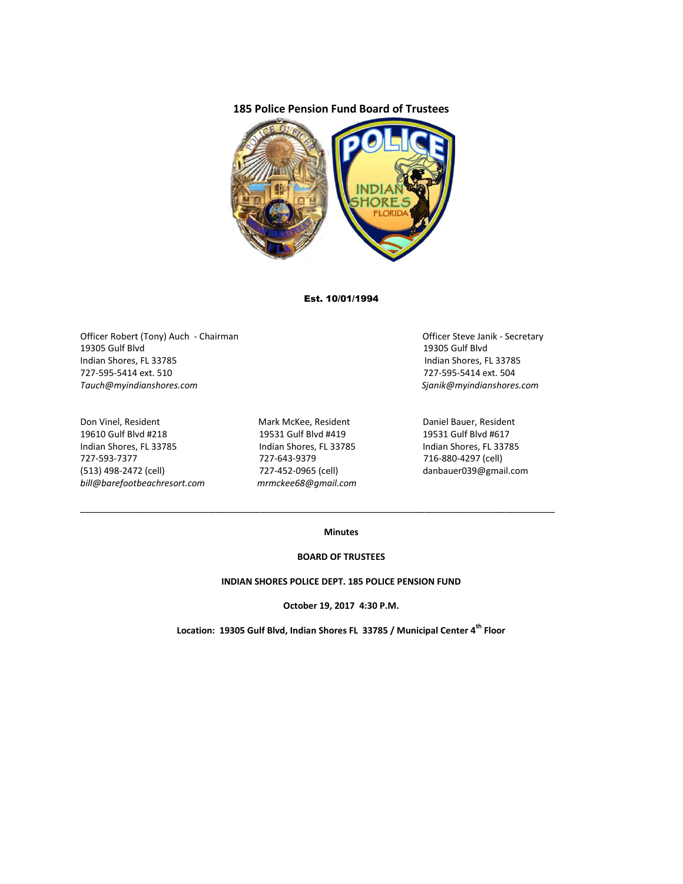## 185 Police Pension Fund Board of Trustees

**Est. 10/01/1994**

Officer Robert (Tony) Auch - Chairman
19305 Gulf Blvd
Indian Shores, FL 33785
727-595-5414 ext. 510
*Tauch@myindianshores.com*

Officer Steve Janik - Secretary
19305 Gulf Blvd
Indian Shores, FL 33785
727-595-5414 ext. 504
*Sjanik@myindianshores.com*

Don Vinel, Resident
19610 Gulf Blvd #218
Indian Shores, FL 33785
727-593-7377
(513) 498-2472 (cell)
*bill@barefootbeachresort.com*

Mark McKee, Resident
19531 Gulf Blvd #419
Indian Shores, FL 33785
727-643-9379
727-452-0965 (cell)
*mrmckee68@gmail.com*

Daniel Bauer, Resident
19531 Gulf Blvd #617
Indian Shores, FL 33785
716-880-4297 (cell)
danbauer039@gmail.com

---

**Minutes**

**BOARD OF TRUSTEES**

**INDIAN SHORES POLICE DEPT. 185 POLICE PENSION FUND**

**October 19, 2017 4:30 P.M.**

**Location: 19305 Gulf Blvd, Indian Shores FL 33785 / Municipal Center 4th Floor**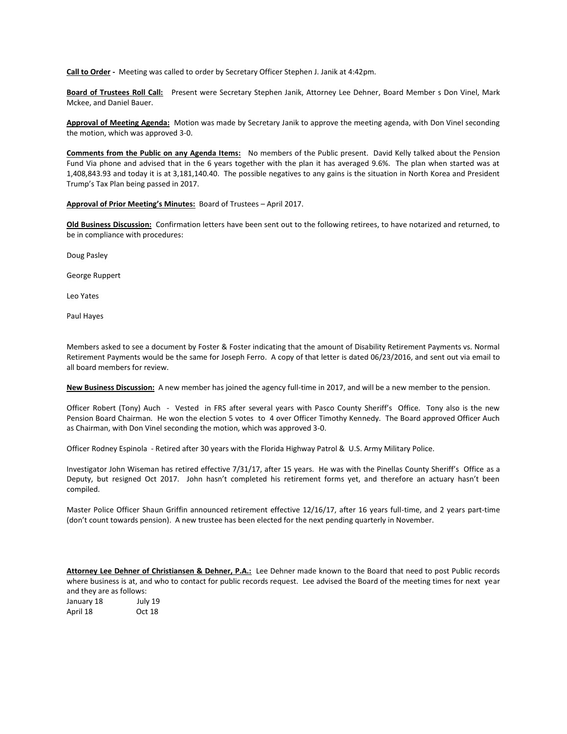**Call to Order -** Meeting was called to order by Secretary Officer Stephen J. Janik at 4:42pm.

**Board of Trustees Roll Call:** Present were Secretary Stephen Janik, Attorney Lee Dehner, Board Member s Don Vinel, Mark Mckee, and Daniel Bauer.

**Approval of Meeting Agenda:** Motion was made by Secretary Janik to approve the meeting agenda, with Don Vinel seconding the motion, which was approved 3-0.

**Comments from the Public on any Agenda Items:** No members of the Public present. David Kelly talked about the Pension Fund Via phone and advised that in the 6 years together with the plan it has averaged 9.6%. The plan when started was at 1,408,843.93 and today it is at 3,181,140.40. The possible negatives to any gains is the situation in North Korea and President Trump's Tax Plan being passed in 2017.

**Approval of Prior Meeting's Minutes:** Board of Trustees – April 2017.

**Old Business Discussion:** Confirmation letters have been sent out to the following retirees, to have notarized and returned, to be in compliance with procedures:

Doug Pasley

George Ruppert

Leo Yates

Paul Hayes

Members asked to see a document by Foster & Foster indicating that the amount of Disability Retirement Payments vs. Normal Retirement Payments would be the same for Joseph Ferro. A copy of that letter is dated 06/23/2016, and sent out via email to all board members for review.

**New Business Discussion:** A new member has joined the agency full-time in 2017, and will be a new member to the pension.

Officer Robert (Tony) Auch - Vested in FRS after several years with Pasco County Sheriff's Office. Tony also is the new Pension Board Chairman. He won the election 5 votes to 4 over Officer Timothy Kennedy. The Board approved Officer Auch as Chairman, with Don Vinel seconding the motion, which was approved 3-0.

Officer Rodney Espinola - Retired after 30 years with the Florida Highway Patrol & U.S. Army Military Police.

Investigator John Wiseman has retired effective 7/31/17, after 15 years. He was with the Pinellas County Sheriff's Office as a Deputy, but resigned Oct 2017. John hasn't completed his retirement forms yet, and therefore an actuary hasn't been compiled.

Master Police Officer Shaun Griffin announced retirement effective 12/16/17, after 16 years full-time, and 2 years part-time (don't count towards pension). A new trustee has been elected for the next pending quarterly in November.

**Attorney Lee Dehner of Christiansen & Dehner, P.A.:** Lee Dehner made known to the Board that need to post Public records where business is at, and who to contact for public records request. Lee advised the Board of the meeting times for next year and they are as follows:

January 18 July 19
April 18 Oct 18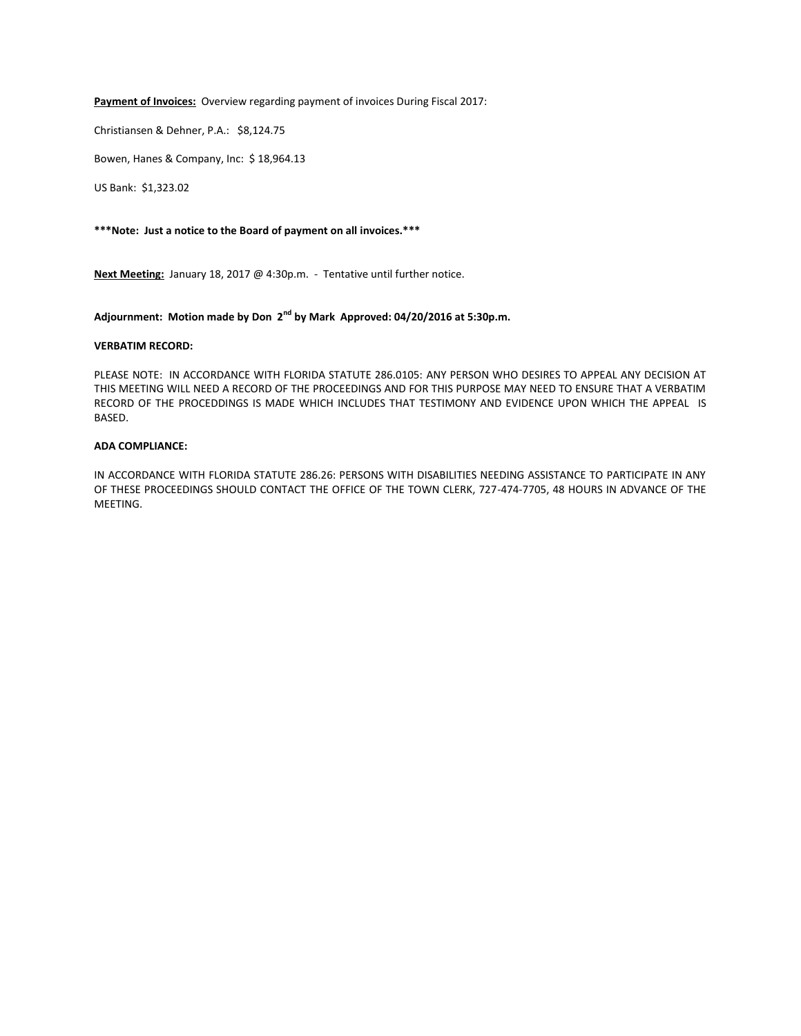**Payment of Invoices:** Overview regarding payment of invoices During Fiscal 2017:

Christiansen & Dehner, P.A.: $8,124.75

Bowen, Hanes & Company, Inc: $ 18,964.13

US Bank: $1,323.02

*****Note: Just a notice to the Board of payment on all invoices.*****

**Next Meeting:** January 18, 2017 @ 4:30p.m. - Tentative until further notice.

**Adjournment: Motion made by Don 2nd by Mark Approved: 04/20/2016 at 5:30p.m.**

**VERBATIM RECORD:**

PLEASE NOTE: IN ACCORDANCE WITH FLORIDA STATUTE 286.0105: ANY PERSON WHO DESIRES TO APPEAL ANY DECISION AT THIS MEETING WILL NEED A RECORD OF THE PROCEEDINGS AND FOR THIS PURPOSE MAY NEED TO ENSURE THAT A VERBATIM RECORD OF THE PROCEDDINGS IS MADE WHICH INCLUDES THAT TESTIMONY AND EVIDENCE UPON WHICH THE APPEAL IS BASED.

**ADA COMPLIANCE:**

IN ACCORDANCE WITH FLORIDA STATUTE 286.26: PERSONS WITH DISABILITIES NEEDING ASSISTANCE TO PARTICIPATE IN ANY OF THESE PROCEEDINGS SHOULD CONTACT THE OFFICE OF THE TOWN CLERK, 727-474-7705, 48 HOURS IN ADVANCE OF THE MEETING.